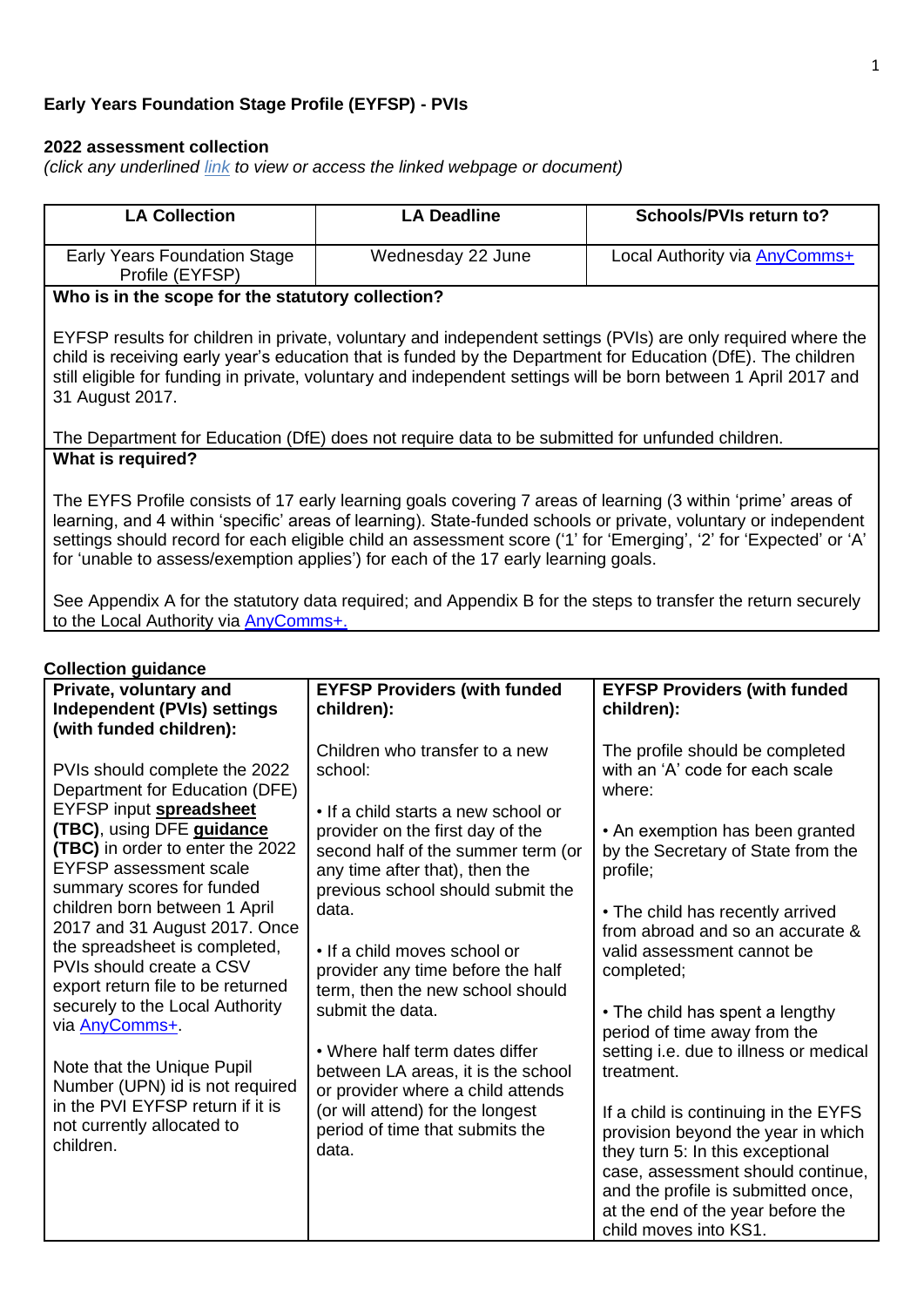**Early Years Foundation Stage Profile (EYFSP) - PVIs**

**2022 assessment collection**

*(click any underlined link to view or access the linked webpage or document)*

| LA Collection | LA Deadline | Schools/PVIs return to? |
|---|---|---|
| Early Years Foundation Stage Profile (EYFSP) | Wednesday 22 June | Local Authority via AnyComms+ |

**Who is in the scope for the statutory collection?**

EYFSP results for children in private, voluntary and independent settings (PVIs) are only required where the child is receiving early year's education that is funded by the Department for Education (DfE). The children still eligible for funding in private, voluntary and independent settings will be born between 1 April 2017 and 31 August 2017.

The Department for Education (DfE) does not require data to be submitted for unfunded children.

**What is required?**

The EYFS Profile consists of 17 early learning goals covering 7 areas of learning (3 within 'prime' areas of learning, and 4 within 'specific' areas of learning). State-funded schools or private, voluntary or independent settings should record for each eligible child an assessment score ('1' for 'Emerging', '2' for 'Expected' or 'A' for 'unable to assess/exemption applies') for each of the 17 early learning goals.

See Appendix A for the statutory data required; and Appendix B for the steps to transfer the return securely to the Local Authority via AnyComms+.

**Collection guidance**

| Private, voluntary and Independent (PVIs) settings (with funded children): | EYFSP Providers (with funded children): | EYFSP Providers (with funded children): |
|---|---|---|
| PVIs should complete the 2022 Department for Education (DFE) EYFSP input **spreadsheet (TBC)**, using DFE **guidance (TBC)** in order to enter the 2022 EYFSP assessment scale summary scores for funded children born between 1 April 2017 and 31 August 2017. Once the spreadsheet is completed, PVIs should create a CSV export return file to be returned securely to the Local Authority via AnyComms+.<br><br>Note that the Unique Pupil Number (UPN) id is not required in the PVI EYFSP return if it is not currently allocated to children. | Children who transfer to a new school:<br><br>• If a child starts a new school or provider on the first day of the second half of the summer term (or any time after that), then the previous school should submit the data.<br><br>• If a child moves school or provider any time before the half term, then the new school should submit the data.<br><br>• Where half term dates differ between LA areas, it is the school or provider where a child attends (or will attend) for the longest period of time that submits the data. | The profile should be completed with an 'A' code for each scale where:<br><br>• An exemption has been granted by the Secretary of State from the profile;<br><br>• The child has recently arrived from abroad and so an accurate & valid assessment cannot be completed;<br><br>• The child has spent a lengthy period of time away from the setting i.e. due to illness or medical treatment.<br><br>If a child is continuing in the EYFS provision beyond the year in which they turn 5: In this exceptional case, assessment should continue, and the profile is submitted once, at the end of the year before the child moves into KS1. |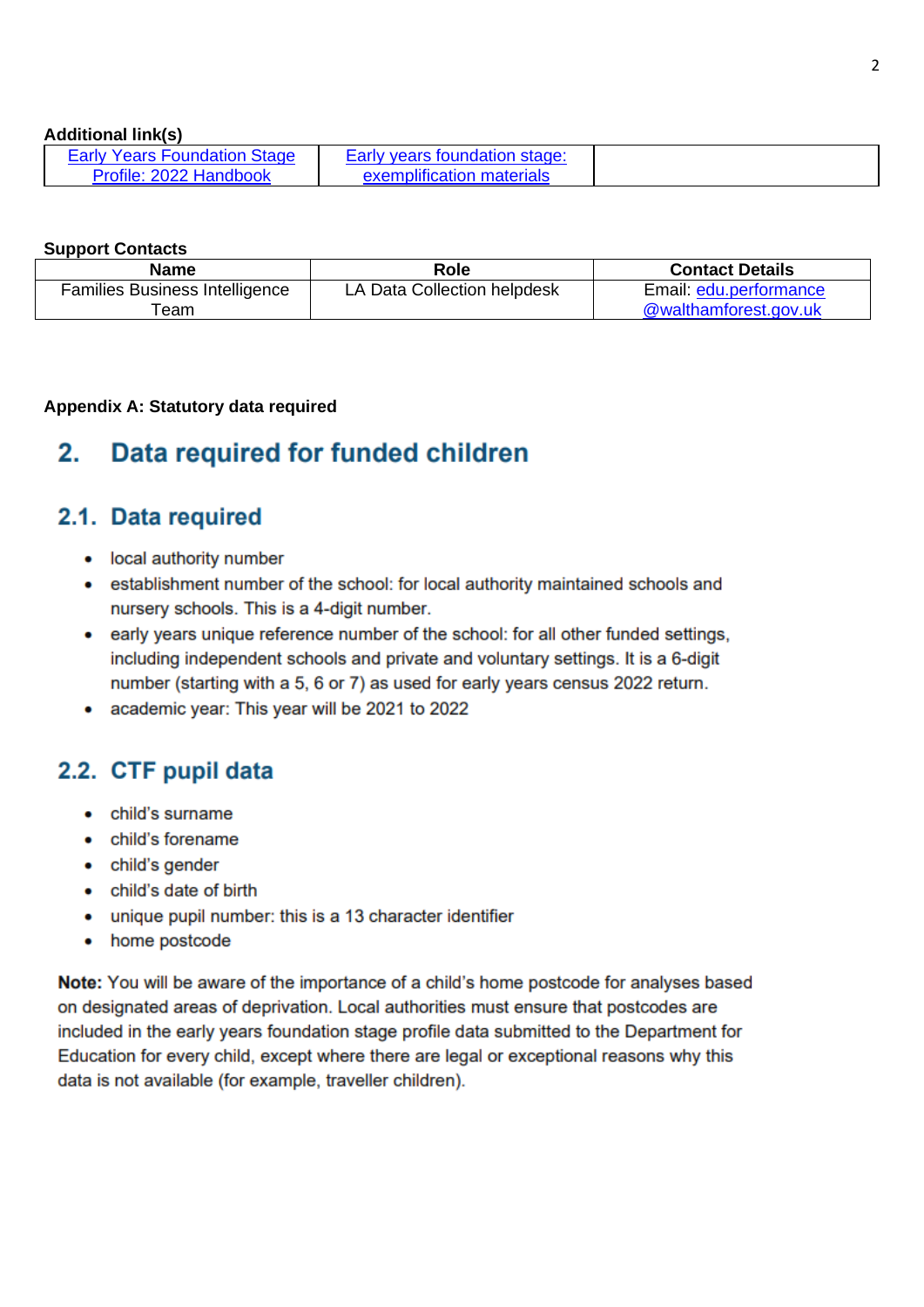**Additional link(s)**

| Early Years Foundation Stage Profile: 2022 Handbook | Early years foundation stage: exemplification materials | |
|---|---|---|

**Support Contacts**

| Name | Role | Contact Details |
|---|---|---|
| Families Business Intelligence Team | LA Data Collection helpdesk | Email: edu.performance@walthamforest.gov.uk |

**Appendix A: Statutory data required**

## 2. Data required for funded children

### 2.1. Data required

- local authority number
- establishment number of the school: for local authority maintained schools and nursery schools. This is a 4-digit number.
- early years unique reference number of the school: for all other funded settings, including independent schools and private and voluntary settings. It is a 6-digit number (starting with a 5, 6 or 7) as used for early years census 2022 return.
- academic year: This year will be 2021 to 2022

### 2.2. CTF pupil data

- child's surname
- child's forename
- child's gender
- child's date of birth
- unique pupil number: this is a 13 character identifier
- home postcode

**Note:** You will be aware of the importance of a child's home postcode for analyses based on designated areas of deprivation. Local authorities must ensure that postcodes are included in the early years foundation stage profile data submitted to the Department for Education for every child, except where there are legal or exceptional reasons why this data is not available (for example, traveller children).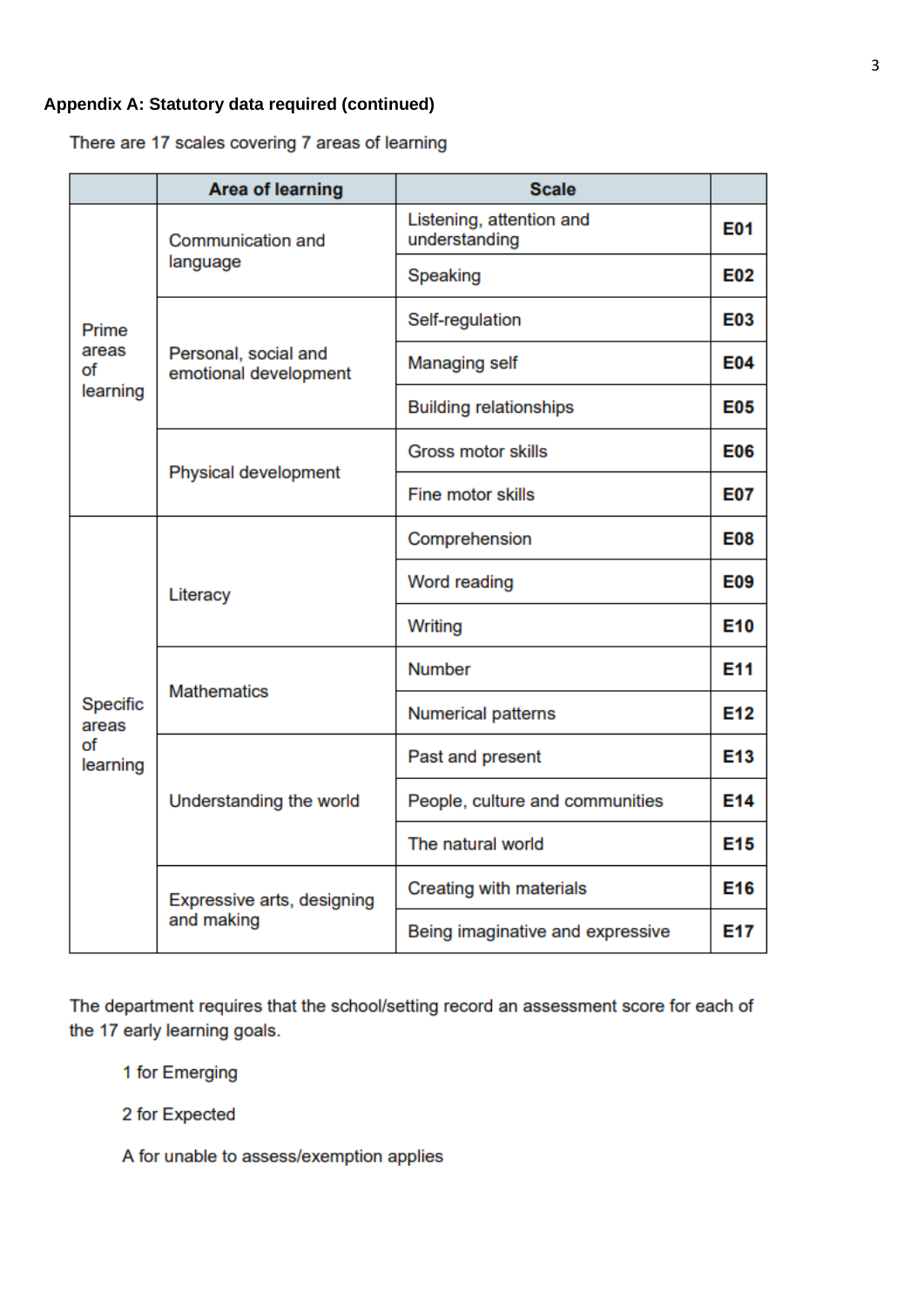**Appendix A: Statutory data required (continued)**

There are 17 scales covering 7 areas of learning

| | Area of learning | Scale | |
|---|---|---|---|
| Prime areas of learning | Communication and language | Listening, attention and understanding | **E01** |
| | | Speaking | **E02** |
| | Personal, social and emotional development | Self-regulation | **E03** |
| | | Managing self | **E04** |
| | | Building relationships | **E05** |
| | Physical development | Gross motor skills | **E06** |
| | | Fine motor skills | **E07** |
| Specific areas of learning | Literacy | Comprehension | **E08** |
| | | Word reading | **E09** |
| | | Writing | **E10** |
| | Mathematics | Number | **E11** |
| | | Numerical patterns | **E12** |
| | Understanding the world | Past and present | **E13** |
| | | People, culture and communities | **E14** |
| | | The natural world | **E15** |
| | Expressive arts, designing and making | Creating with materials | **E16** |
| | | Being imaginative and expressive | **E17** |

The department requires that the school/setting record an assessment score for each of the 17 early learning goals.

1 for Emerging

2 for Expected

A for unable to assess/exemption applies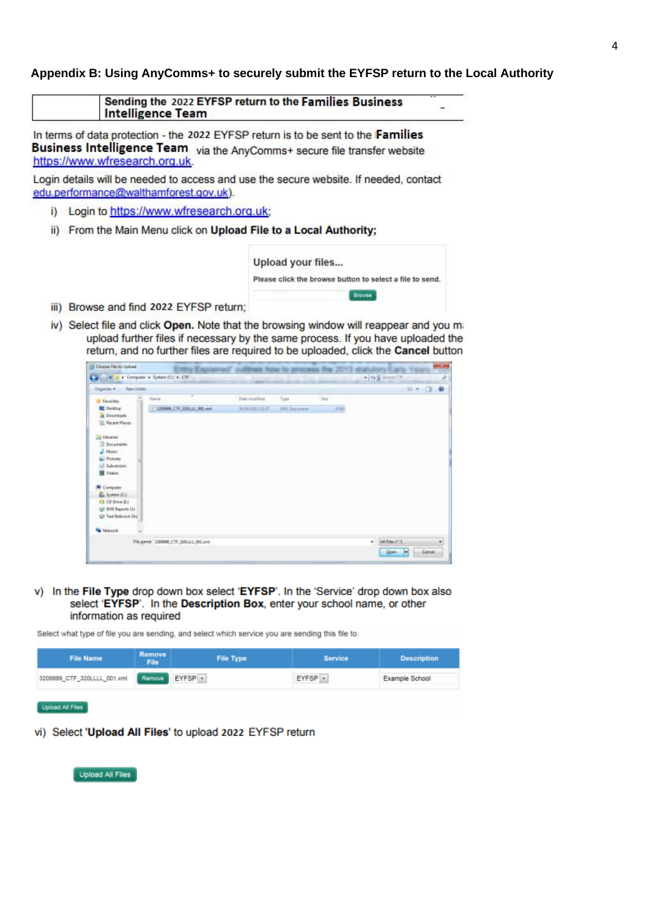## Appendix B: Using AnyComms+ to securely submit the EYFSP return to the Local Authority

| | Sending the 2022 EYFSP return to the Families Business Intelligence Team |
|---|---|

In terms of data protection - the 2022 EYFSP return is to be sent to the **Families Business Intelligence Team** via the AnyComms+ secure file transfer website https://www.wfresearch.org.uk.

Login details will be needed to access and use the secure website. If needed, contact edu.performance@walthamforest.gov.uk).

i) Login to https://www.wfresearch.org.uk;

ii) From the Main Menu click on **Upload File to a Local Authority;**

Upload your files...

Please click the browse button to select a file to send.

Browse

iii) Browse and find 2022 EYFSP return;

iv) Select file and click **Open.** Note that the browsing window will reappear and you may upload further files if necessary by the same process. If you have uploaded the return, and no further files are required to be uploaded, click the **Cancel** button

v) In the **File Type** drop down box select '**EYFSP**'. In the 'Service' drop down box also select '**EYFSP**'. In the **Description Box**, enter your school name, or other information as required

Select what type of file you are sending, and select which service you are sending this file to.

| File Name | Remove File | File Type | Service | Description |
|---|---|---|---|---|
| 3209999_CTF_320LLLL_001.xml | Remove | EYFSP | EYFSP | Example School |

Upload All Files

vi) Select '**Upload All Files**' to upload 2022 EYFSP return

Upload All Files